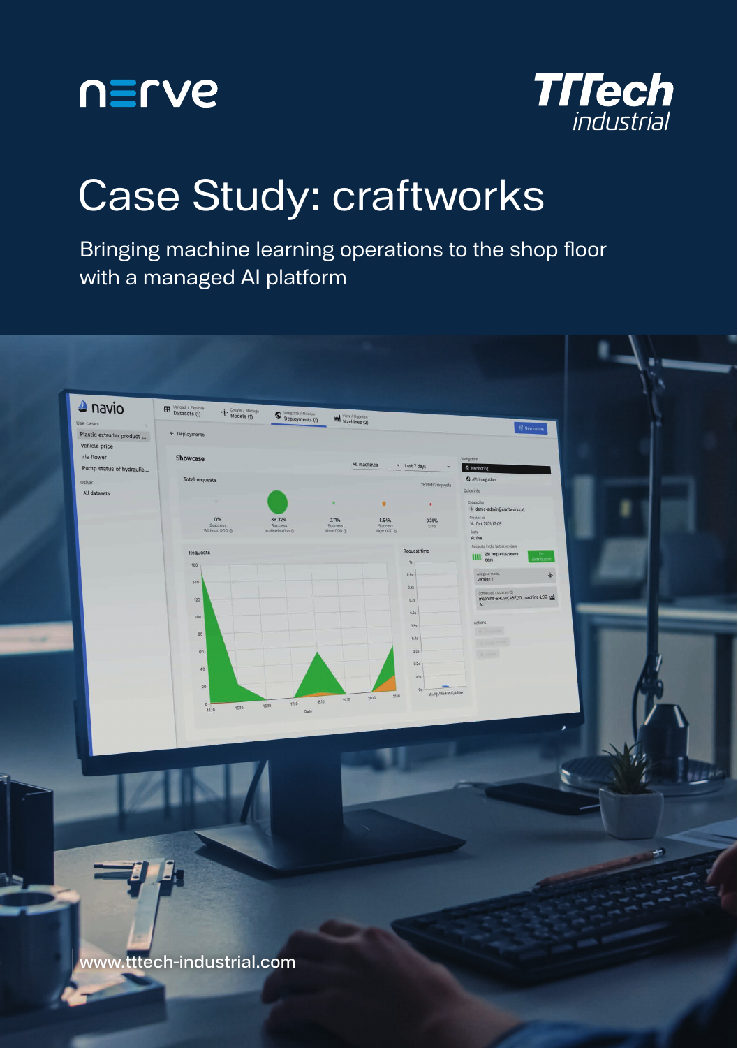nerve

TTTech industrial

# Case Study: craftworks

Bringing machine learning operations to the shop floor with a managed AI platform

www.tttech-industrial.com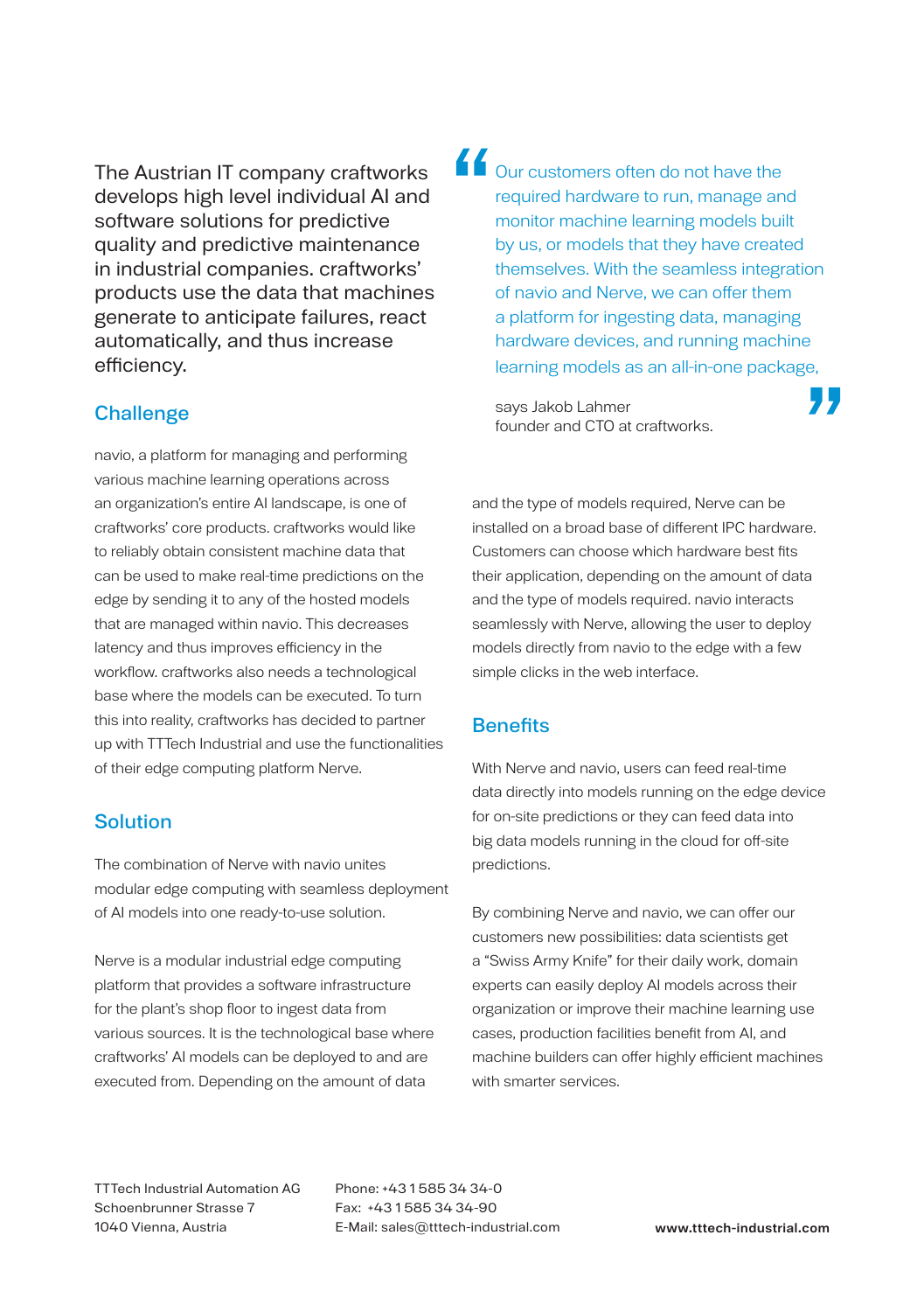The Austrian IT company craftworks develops high level individual AI and software solutions for predictive quality and predictive maintenance in industrial companies. craftworks' products use the data that machines generate to anticipate failures, react automatically, and thus increase efficiency.

> "Our customers often do not have the required hardware to run, manage and monitor machine learning models built by us, or models that they have created themselves. With the seamless integration of navio and Nerve, we can offer them a platform for ingesting data, managing hardware devices, and running machine learning models as an all-in-one package,"
>
> says Jakob Lahmer
> founder and CTO at craftworks.

## Challenge

navio, a platform for managing and performing various machine learning operations across an organization's entire AI landscape, is one of craftworks' core products. craftworks would like to reliably obtain consistent machine data that can be used to make real-time predictions on the edge by sending it to any of the hosted models that are managed within navio. This decreases latency and thus improves efficiency in the workflow. craftworks also needs a technological base where the models can be executed. To turn this into reality, craftworks has decided to partner up with TTTech Industrial and use the functionalities of their edge computing platform Nerve.

## Solution

The combination of Nerve with navio unites modular edge computing with seamless deployment of AI models into one ready-to-use solution.

Nerve is a modular industrial edge computing platform that provides a software infrastructure for the plant's shop floor to ingest data from various sources. It is the technological base where craftworks' AI models can be deployed to and are executed from. Depending on the amount of data and the type of models required, Nerve can be installed on a broad base of different IPC hardware. Customers can choose which hardware best fits their application, depending on the amount of data and the type of models required. navio interacts seamlessly with Nerve, allowing the user to deploy models directly from navio to the edge with a few simple clicks in the web interface.

## Benefits

With Nerve and navio, users can feed real-time data directly into models running on the edge device for on-site predictions or they can feed data into big data models running in the cloud for off-site predictions.

By combining Nerve and navio, we can offer our customers new possibilities: data scientists get a "Swiss Army Knife" for their daily work, domain experts can easily deploy AI models across their organization or improve their machine learning use cases, production facilities benefit from AI, and machine builders can offer highly efficient machines with smarter services.

TTTech Industrial Automation AG
Schoenbrunner Strasse 7
1040 Vienna, Austria

Phone: +43 1 585 34 34-0
Fax: +43 1 585 34 34-90
E-Mail: sales@tttech-industrial.com

**www.tttech-industrial.com**